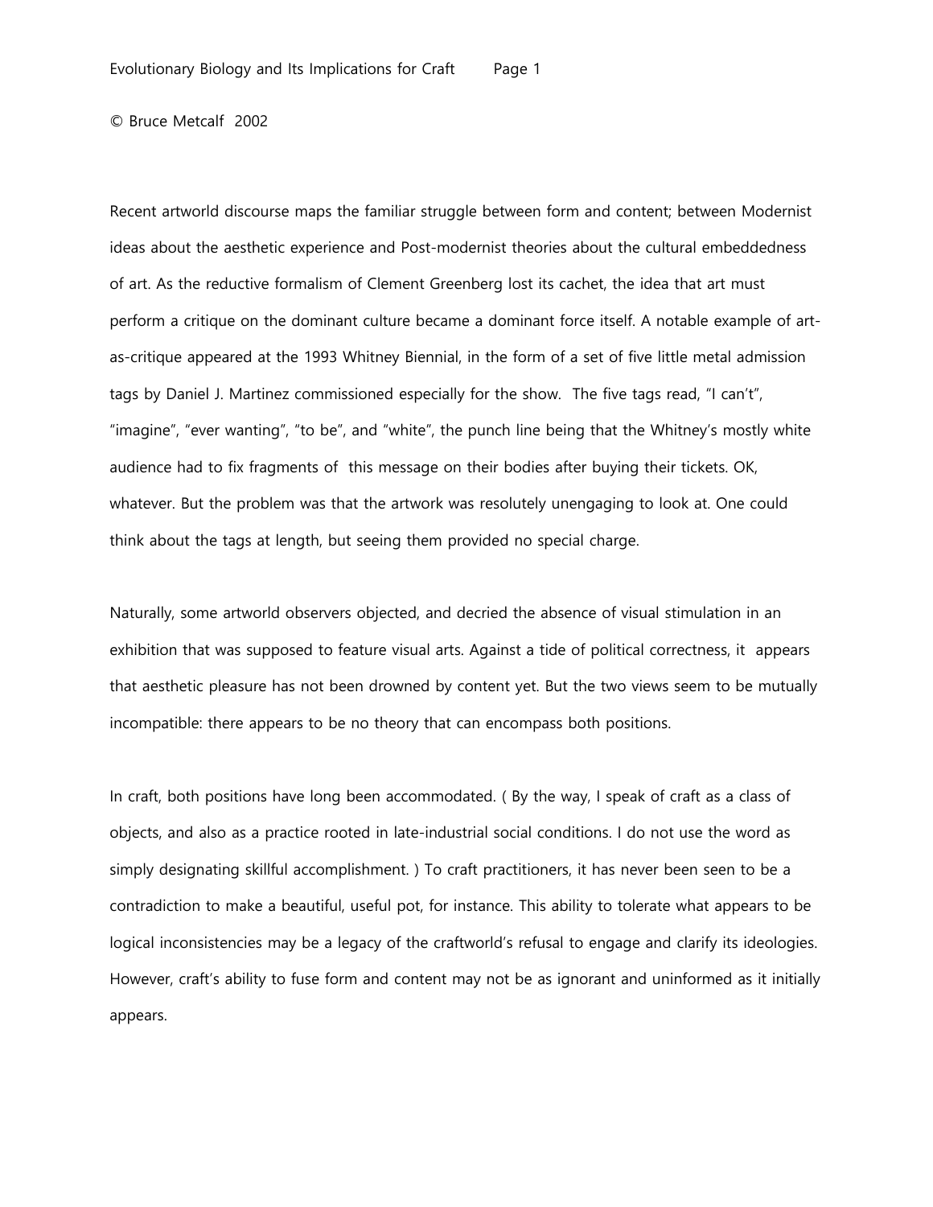© Bruce Metcalf 2002

Recent artworld discourse maps the familiar struggle between form and content; between Modernist ideas about the aesthetic experience and Post-modernist theories about the cultural embeddedness of art. As the reductive formalism of Clement Greenberg lost its cachet, the idea that art must perform a critique on the dominant culture became a dominant force itself. A notable example of art-as-critique appeared at the 1993 Whitney Biennial, in the form of a set of five little metal admission tags by Daniel J. Martinez commissioned especially for the show. The five tags read, "I can't", "imagine", "ever wanting", "to be", and "white", the punch line being that the Whitney's mostly white audience had to fix fragments of this message on their bodies after buying their tickets. OK, whatever. But the problem was that the artwork was resolutely unengaging to look at. One could think about the tags at length, but seeing them provided no special charge.

Naturally, some artworld observers objected, and decried the absence of visual stimulation in an exhibition that was supposed to feature visual arts. Against a tide of political correctness, it appears that aesthetic pleasure has not been drowned by content yet. But the two views seem to be mutually incompatible: there appears to be no theory that can encompass both positions.

In craft, both positions have long been accommodated. ( By the way, I speak of craft as a class of objects, and also as a practice rooted in late-industrial social conditions. I do not use the word as simply designating skillful accomplishment. ) To craft practitioners, it has never been seen to be a contradiction to make a beautiful, useful pot, for instance. This ability to tolerate what appears to be logical inconsistencies may be a legacy of the craftworld's refusal to engage and clarify its ideologies. However, craft's ability to fuse form and content may not be as ignorant and uninformed as it initially appears.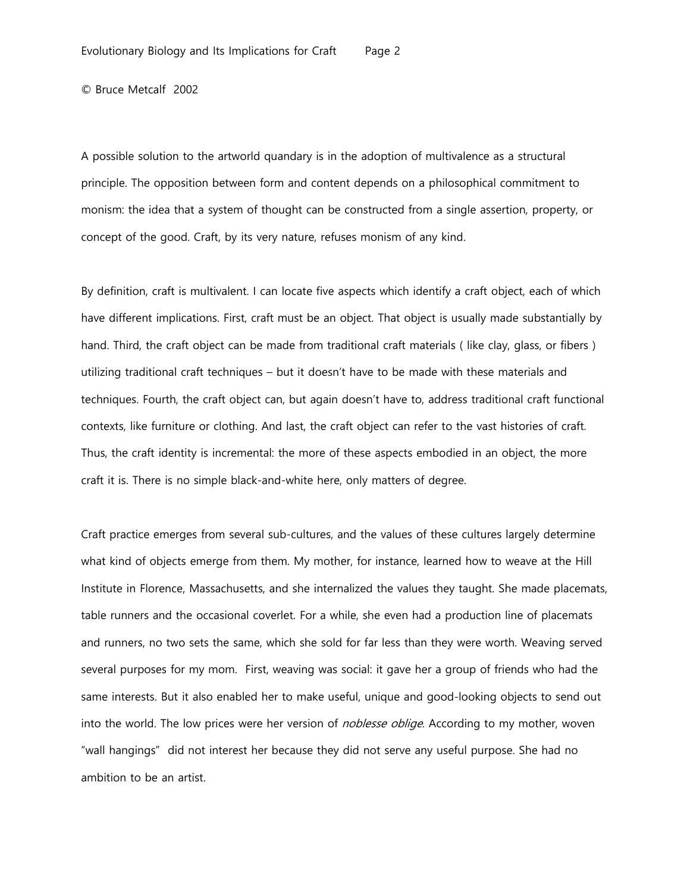© Bruce Metcalf 2002

A possible solution to the artworld quandary is in the adoption of multivalence as a structural principle. The opposition between form and content depends on a philosophical commitment to monism: the idea that a system of thought can be constructed from a single assertion, property, or concept of the good. Craft, by its very nature, refuses monism of any kind.

By definition, craft is multivalent. I can locate five aspects which identify a craft object, each of which have different implications. First, craft must be an object. That object is usually made substantially by hand. Third, the craft object can be made from traditional craft materials ( like clay, glass, or fibers ) utilizing traditional craft techniques – but it doesn't have to be made with these materials and techniques. Fourth, the craft object can, but again doesn't have to, address traditional craft functional contexts, like furniture or clothing. And last, the craft object can refer to the vast histories of craft. Thus, the craft identity is incremental: the more of these aspects embodied in an object, the more craft it is. There is no simple black-and-white here, only matters of degree.

Craft practice emerges from several sub-cultures, and the values of these cultures largely determine what kind of objects emerge from them. My mother, for instance, learned how to weave at the Hill Institute in Florence, Massachusetts, and she internalized the values they taught. She made placemats, table runners and the occasional coverlet. For a while, she even had a production line of placemats and runners, no two sets the same, which she sold for far less than they were worth. Weaving served several purposes for my mom. First, weaving was social: it gave her a group of friends who had the same interests. But it also enabled her to make useful, unique and good-looking objects to send out into the world. The low prices were her version of *noblesse oblige*. According to my mother, woven "wall hangings" did not interest her because they did not serve any useful purpose. She had no ambition to be an artist.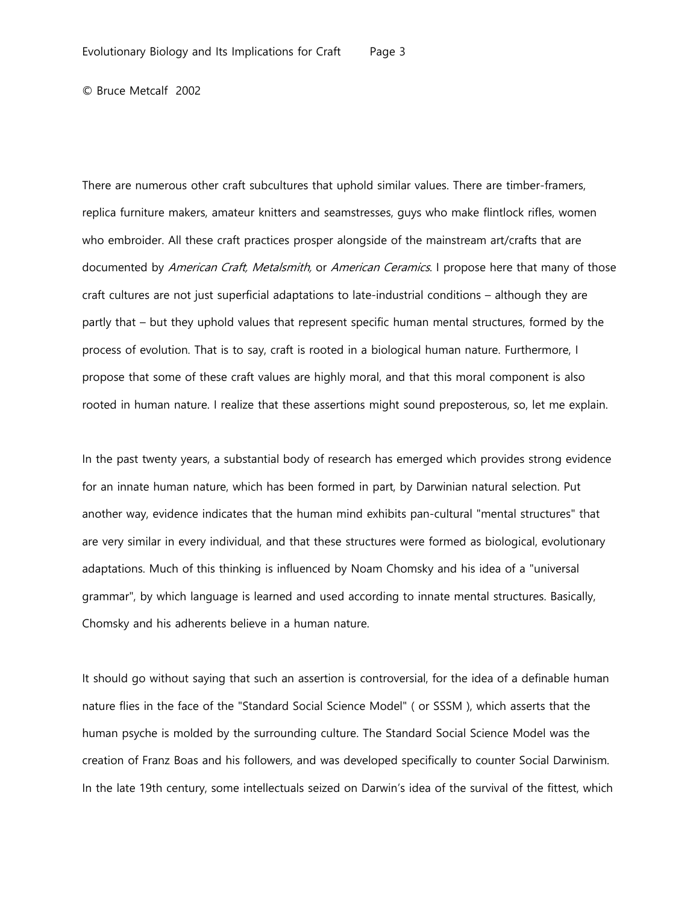There are numerous other craft subcultures that uphold similar values. There are timber-framers, replica furniture makers, amateur knitters and seamstresses, guys who make flintlock rifles, women who embroider. All these craft practices prosper alongside of the mainstream art/crafts that are documented by *American Craft, Metalsmith,* or *American Ceramics*. I propose here that many of those craft cultures are not just superficial adaptations to late-industrial conditions – although they are partly that – but they uphold values that represent specific human mental structures, formed by the process of evolution. That is to say, craft is rooted in a biological human nature. Furthermore, I propose that some of these craft values are highly moral, and that this moral component is also rooted in human nature. I realize that these assertions might sound preposterous, so, let me explain.

In the past twenty years, a substantial body of research has emerged which provides strong evidence for an innate human nature, which has been formed in part, by Darwinian natural selection. Put another way, evidence indicates that the human mind exhibits pan-cultural "mental structures" that are very similar in every individual, and that these structures were formed as biological, evolutionary adaptations. Much of this thinking is influenced by Noam Chomsky and his idea of a "universal grammar", by which language is learned and used according to innate mental structures. Basically, Chomsky and his adherents believe in a human nature.

It should go without saying that such an assertion is controversial, for the idea of a definable human nature flies in the face of the "Standard Social Science Model" ( or SSSM ), which asserts that the human psyche is molded by the surrounding culture. The Standard Social Science Model was the creation of Franz Boas and his followers, and was developed specifically to counter Social Darwinism. In the late 19th century, some intellectuals seized on Darwin's idea of the survival of the fittest, which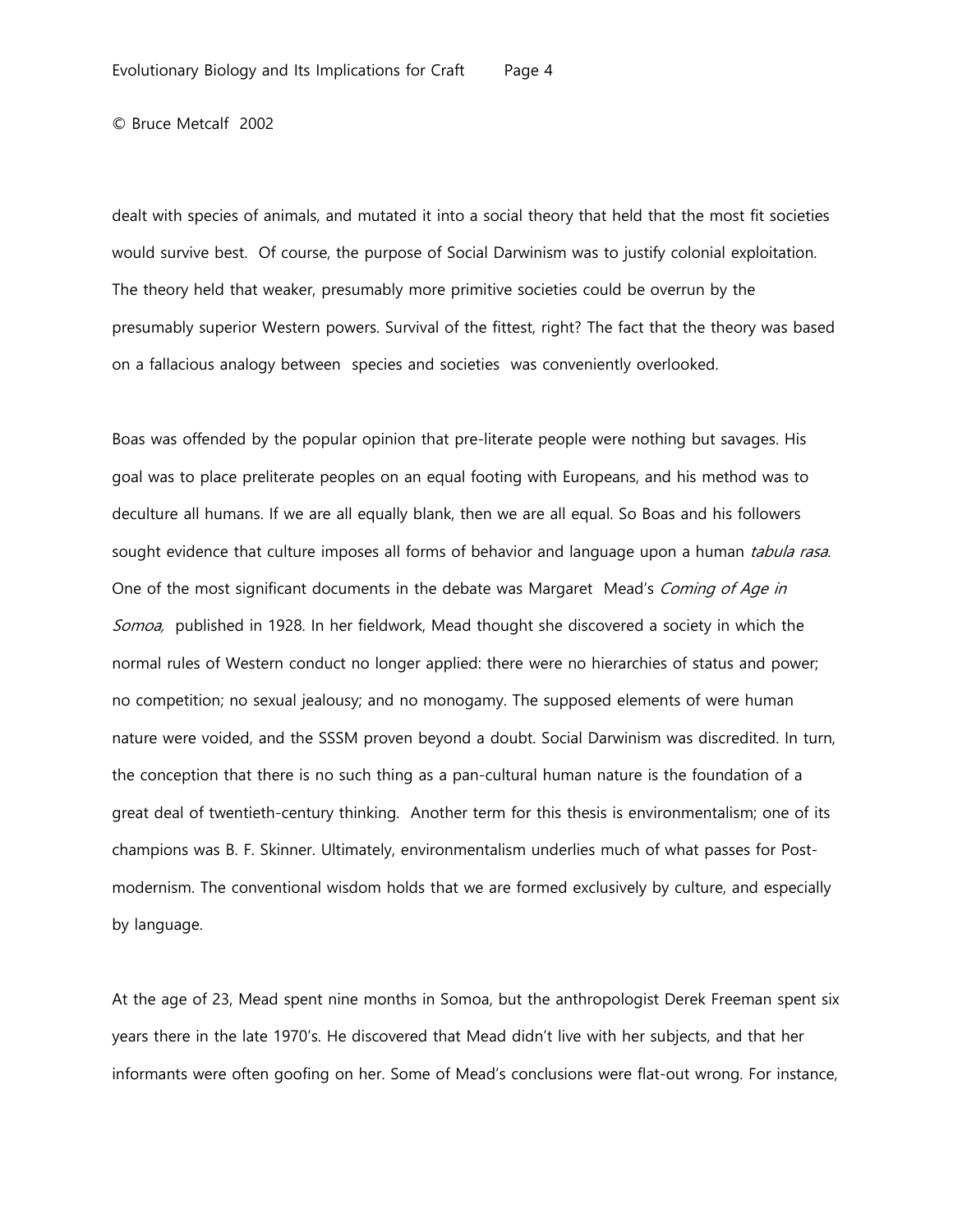dealt with species of animals, and mutated it into a social theory that held that the most fit societies would survive best. Of course, the purpose of Social Darwinism was to justify colonial exploitation. The theory held that weaker, presumably more primitive societies could be overrun by the presumably superior Western powers. Survival of the fittest, right? The fact that the theory was based on a fallacious analogy between species and societies was conveniently overlooked.

Boas was offended by the popular opinion that pre-literate people were nothing but savages. His goal was to place preliterate peoples on an equal footing with Europeans, and his method was to deculture all humans. If we are all equally blank, then we are all equal. So Boas and his followers sought evidence that culture imposes all forms of behavior and language upon a human *tabula rasa*. One of the most significant documents in the debate was Margaret Mead's *Coming of Age in Somoa,* published in 1928. In her fieldwork, Mead thought she discovered a society in which the normal rules of Western conduct no longer applied: there were no hierarchies of status and power; no competition; no sexual jealousy; and no monogamy. The supposed elements of were human nature were voided, and the SSSM proven beyond a doubt. Social Darwinism was discredited. In turn, the conception that there is no such thing as a pan-cultural human nature is the foundation of a great deal of twentieth-century thinking. Another term for this thesis is environmentalism; one of its champions was B. F. Skinner. Ultimately, environmentalism underlies much of what passes for Post-modernism. The conventional wisdom holds that we are formed exclusively by culture, and especially by language.

At the age of 23, Mead spent nine months in Somoa, but the anthropologist Derek Freeman spent six years there in the late 1970's. He discovered that Mead didn't live with her subjects, and that her informants were often goofing on her. Some of Mead's conclusions were flat-out wrong. For instance,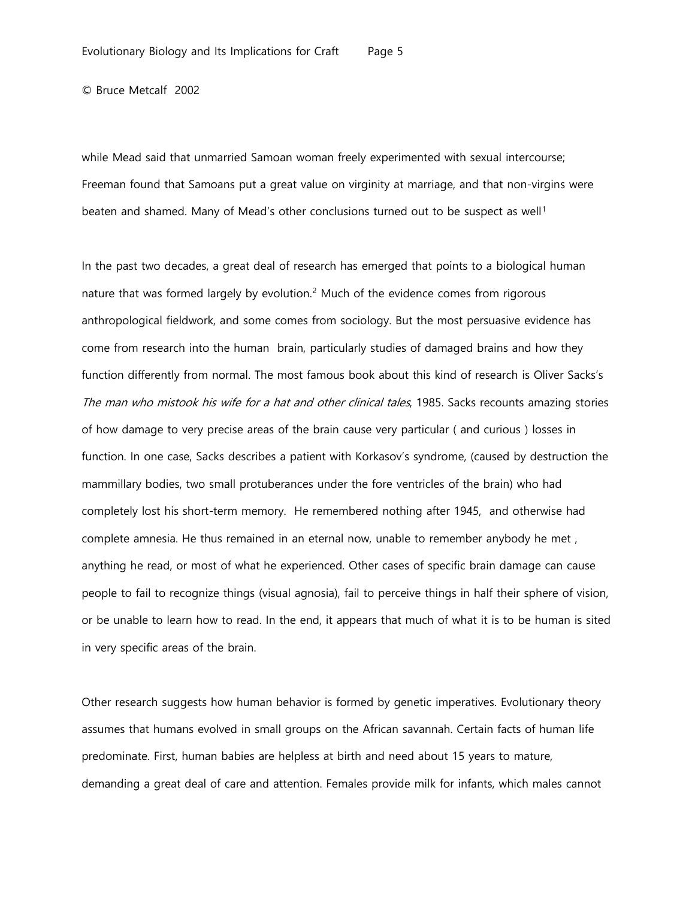while Mead said that unmarried Samoan woman freely experimented with sexual intercourse; Freeman found that Samoans put a great value on virginity at marriage, and that non-virgins were beaten and shamed. Many of Mead's other conclusions turned out to be suspect as well[1]

In the past two decades, a great deal of research has emerged that points to a biological human nature that was formed largely by evolution.[2] Much of the evidence comes from rigorous anthropological fieldwork, and some comes from sociology. But the most persuasive evidence has come from research into the human brain, particularly studies of damaged brains and how they function differently from normal. The most famous book about this kind of research is Oliver Sacks's *The man who mistook his wife for a hat and other clinical tales*, 1985. Sacks recounts amazing stories of how damage to very precise areas of the brain cause very particular ( and curious ) losses in function. In one case, Sacks describes a patient with Korkasov's syndrome, (caused by destruction the mammillary bodies, two small protuberances under the fore ventricles of the brain) who had completely lost his short-term memory. He remembered nothing after 1945, and otherwise had complete amnesia. He thus remained in an eternal now, unable to remember anybody he met , anything he read, or most of what he experienced. Other cases of specific brain damage can cause people to fail to recognize things (visual agnosia), fail to perceive things in half their sphere of vision, or be unable to learn how to read. In the end, it appears that much of what it is to be human is sited in very specific areas of the brain.

Other research suggests how human behavior is formed by genetic imperatives. Evolutionary theory assumes that humans evolved in small groups on the African savannah. Certain facts of human life predominate. First, human babies are helpless at birth and need about 15 years to mature, demanding a great deal of care and attention. Females provide milk for infants, which males cannot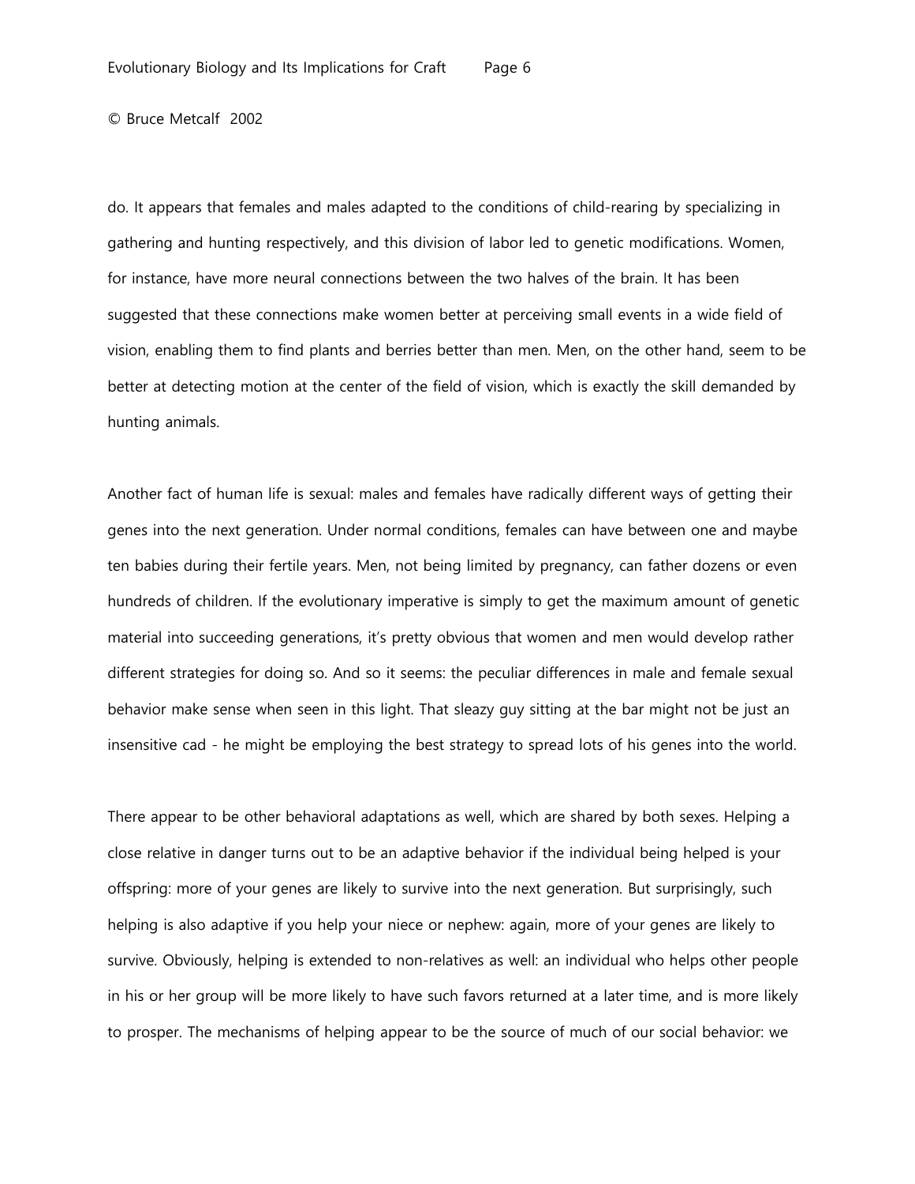do. It appears that females and males adapted to the conditions of child-rearing by specializing in gathering and hunting respectively, and this division of labor led to genetic modifications. Women, for instance, have more neural connections between the two halves of the brain. It has been suggested that these connections make women better at perceiving small events in a wide field of vision, enabling them to find plants and berries better than men. Men, on the other hand, seem to be better at detecting motion at the center of the field of vision, which is exactly the skill demanded by hunting animals.

Another fact of human life is sexual: males and females have radically different ways of getting their genes into the next generation. Under normal conditions, females can have between one and maybe ten babies during their fertile years. Men, not being limited by pregnancy, can father dozens or even hundreds of children. If the evolutionary imperative is simply to get the maximum amount of genetic material into succeeding generations, it's pretty obvious that women and men would develop rather different strategies for doing so. And so it seems: the peculiar differences in male and female sexual behavior make sense when seen in this light. That sleazy guy sitting at the bar might not be just an insensitive cad - he might be employing the best strategy to spread lots of his genes into the world.

There appear to be other behavioral adaptations as well, which are shared by both sexes. Helping a close relative in danger turns out to be an adaptive behavior if the individual being helped is your offspring: more of your genes are likely to survive into the next generation. But surprisingly, such helping is also adaptive if you help your niece or nephew: again, more of your genes are likely to survive. Obviously, helping is extended to non-relatives as well: an individual who helps other people in his or her group will be more likely to have such favors returned at a later time, and is more likely to prosper. The mechanisms of helping appear to be the source of much of our social behavior: we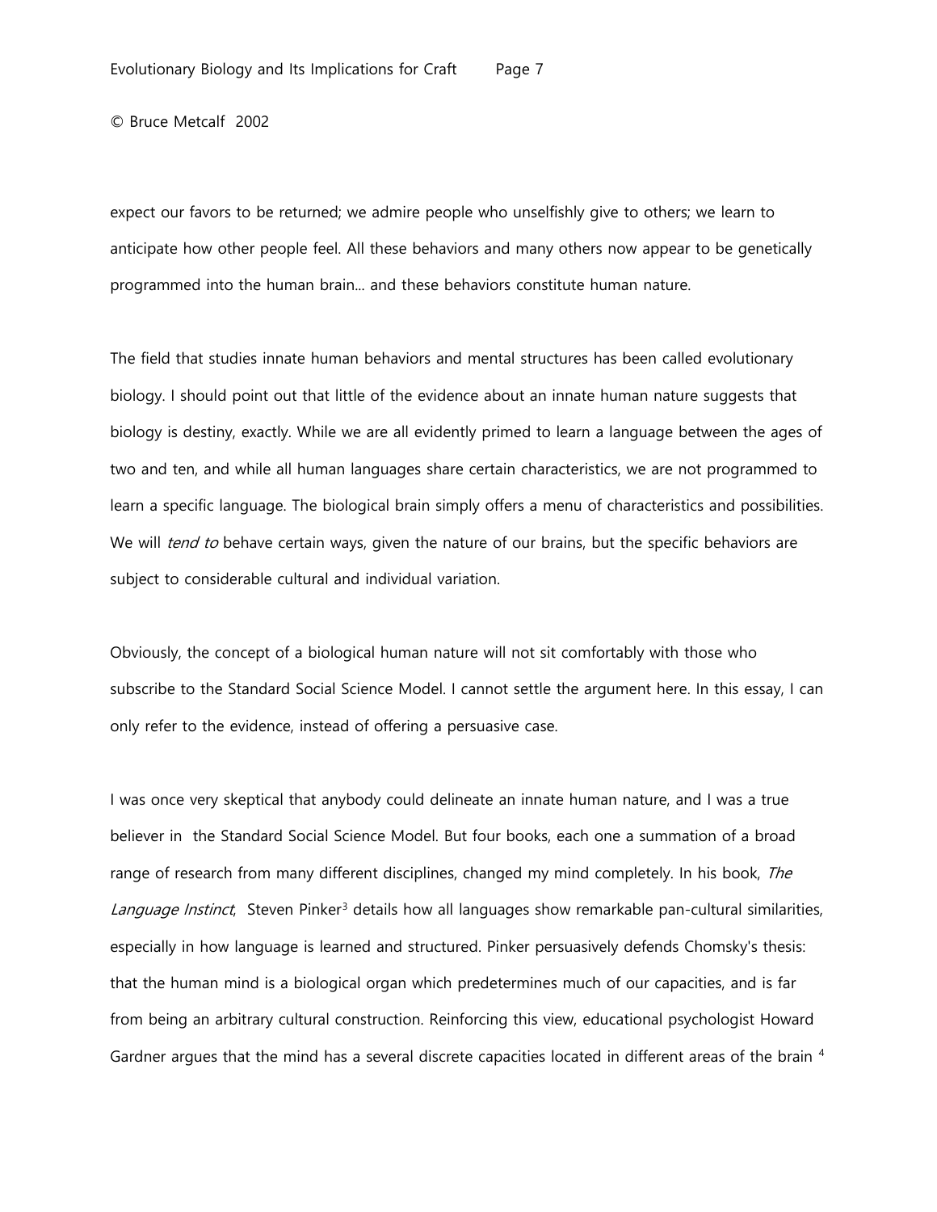expect our favors to be returned; we admire people who unselfishly give to others; we learn to anticipate how other people feel. All these behaviors and many others now appear to be genetically programmed into the human brain... and these behaviors constitute human nature.

The field that studies innate human behaviors and mental structures has been called evolutionary biology. I should point out that little of the evidence about an innate human nature suggests that biology is destiny, exactly. While we are all evidently primed to learn a language between the ages of two and ten, and while all human languages share certain characteristics, we are not programmed to learn a specific language. The biological brain simply offers a menu of characteristics and possibilities. We will *tend to* behave certain ways, given the nature of our brains, but the specific behaviors are subject to considerable cultural and individual variation.

Obviously, the concept of a biological human nature will not sit comfortably with those who subscribe to the Standard Social Science Model. I cannot settle the argument here. In this essay, I can only refer to the evidence, instead of offering a persuasive case.

I was once very skeptical that anybody could delineate an innate human nature, and I was a true believer in the Standard Social Science Model. But four books, each one a summation of a broad range of research from many different disciplines, changed my mind completely. In his book, *The Language Instinct*, Steven Pinker[3] details how all languages show remarkable pan-cultural similarities, especially in how language is learned and structured. Pinker persuasively defends Chomsky's thesis: that the human mind is a biological organ which predetermines much of our capacities, and is far from being an arbitrary cultural construction. Reinforcing this view, educational psychologist Howard Gardner argues that the mind has a several discrete capacities located in different areas of the brain [4]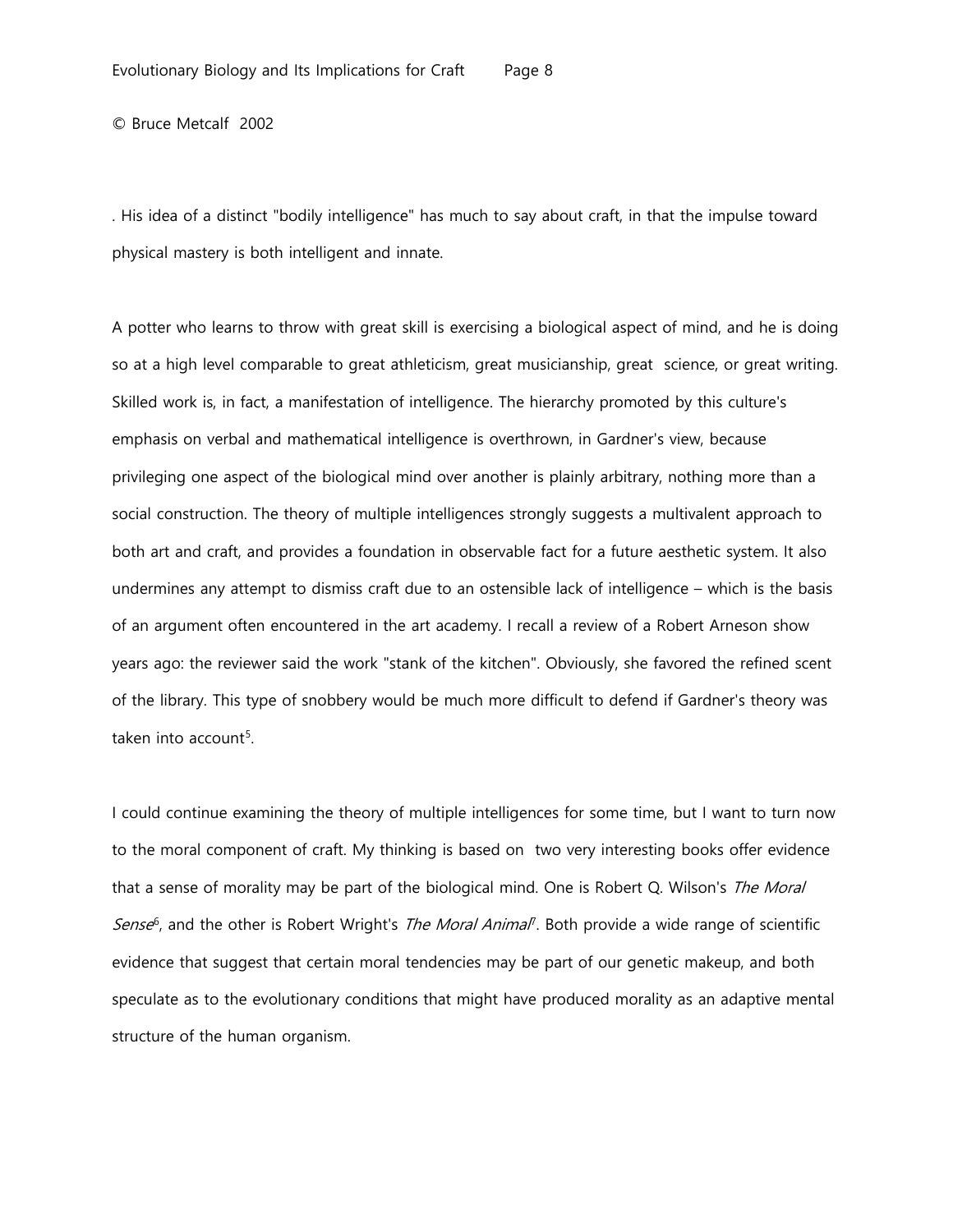. His idea of a distinct "bodily intelligence" has much to say about craft, in that the impulse toward physical mastery is both intelligent and innate.

A potter who learns to throw with great skill is exercising a biological aspect of mind, and he is doing so at a high level comparable to great athleticism, great musicianship, great science, or great writing. Skilled work is, in fact, a manifestation of intelligence. The hierarchy promoted by this culture's emphasis on verbal and mathematical intelligence is overthrown, in Gardner's view, because privileging one aspect of the biological mind over another is plainly arbitrary, nothing more than a social construction. The theory of multiple intelligences strongly suggests a multivalent approach to both art and craft, and provides a foundation in observable fact for a future aesthetic system. It also undermines any attempt to dismiss craft due to an ostensible lack of intelligence – which is the basis of an argument often encountered in the art academy. I recall a review of a Robert Arneson show years ago: the reviewer said the work "stank of the kitchen". Obviously, she favored the refined scent of the library. This type of snobbery would be much more difficult to defend if Gardner's theory was taken into account[5].

I could continue examining the theory of multiple intelligences for some time, but I want to turn now to the moral component of craft. My thinking is based on two very interesting books offer evidence that a sense of morality may be part of the biological mind. One is Robert Q. Wilson's *The Moral Sense*[6], and the other is Robert Wright's *The Moral Animal*[7]. Both provide a wide range of scientific evidence that suggest that certain moral tendencies may be part of our genetic makeup, and both speculate as to the evolutionary conditions that might have produced morality as an adaptive mental structure of the human organism.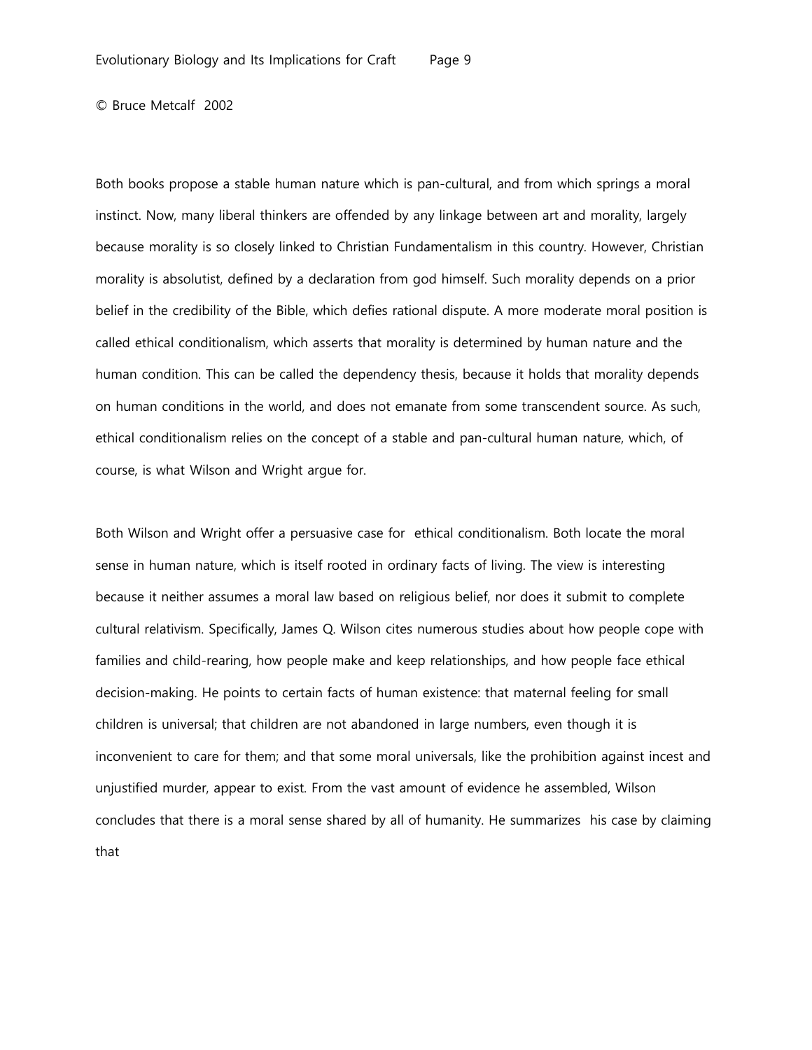Both books propose a stable human nature which is pan-cultural, and from which springs a moral instinct. Now, many liberal thinkers are offended by any linkage between art and morality, largely because morality is so closely linked to Christian Fundamentalism in this country. However, Christian morality is absolutist, defined by a declaration from god himself. Such morality depends on a prior belief in the credibility of the Bible, which defies rational dispute. A more moderate moral position is called ethical conditionalism, which asserts that morality is determined by human nature and the human condition. This can be called the dependency thesis, because it holds that morality depends on human conditions in the world, and does not emanate from some transcendent source. As such, ethical conditionalism relies on the concept of a stable and pan-cultural human nature, which, of course, is what Wilson and Wright argue for.

Both Wilson and Wright offer a persuasive case for ethical conditionalism. Both locate the moral sense in human nature, which is itself rooted in ordinary facts of living. The view is interesting because it neither assumes a moral law based on religious belief, nor does it submit to complete cultural relativism. Specifically, James Q. Wilson cites numerous studies about how people cope with families and child-rearing, how people make and keep relationships, and how people face ethical decision-making. He points to certain facts of human existence: that maternal feeling for small children is universal; that children are not abandoned in large numbers, even though it is inconvenient to care for them; and that some moral universals, like the prohibition against incest and unjustified murder, appear to exist. From the vast amount of evidence he assembled, Wilson concludes that there is a moral sense shared by all of humanity. He summarizes his case by claiming that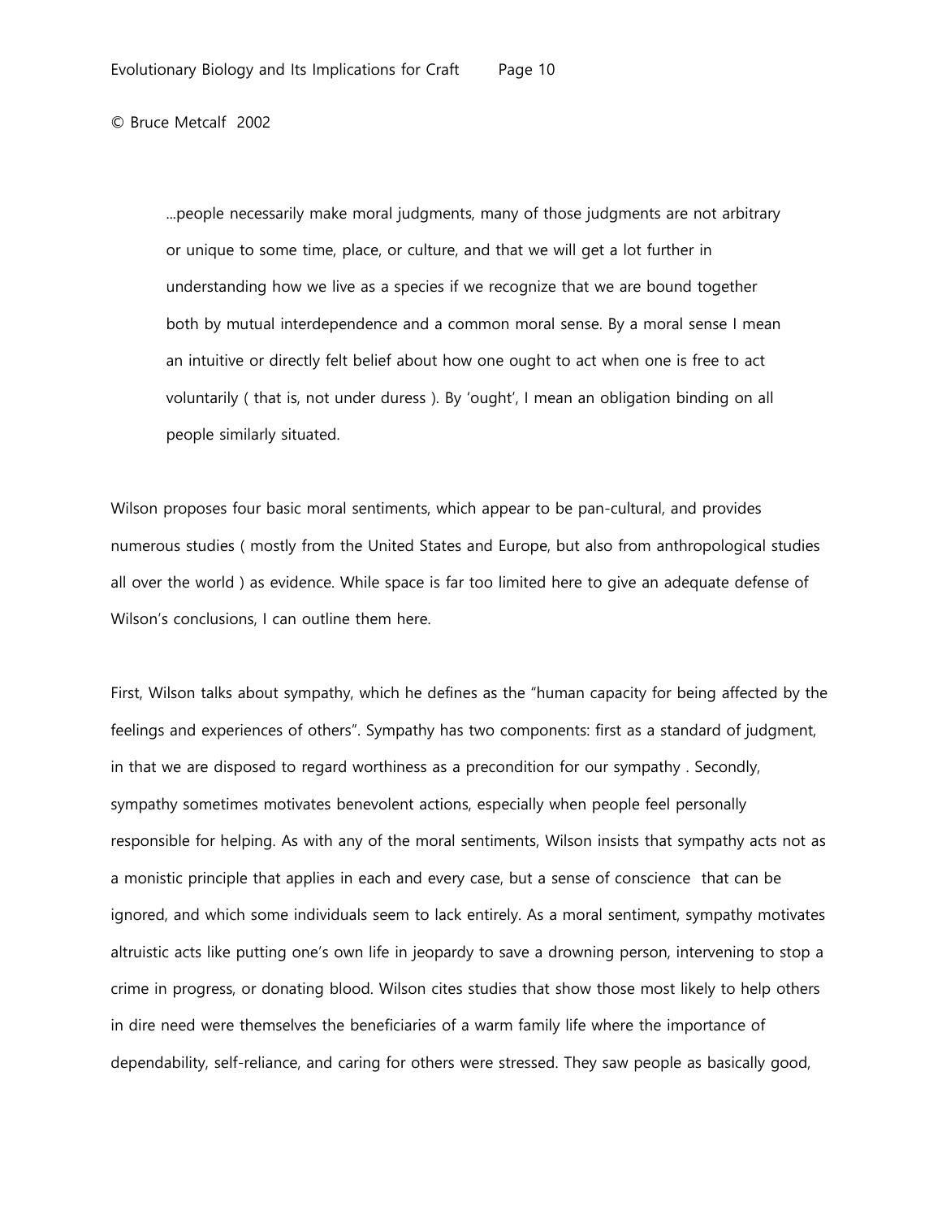> ...people necessarily make moral judgments, many of those judgments are not arbitrary or unique to some time, place, or culture, and that we will get a lot further in understanding how we live as a species if we recognize that we are bound together both by mutual interdependence and a common moral sense. By a moral sense I mean an intuitive or directly felt belief about how one ought to act when one is free to act voluntarily ( that is, not under duress ). By 'ought', I mean an obligation binding on all people similarly situated.

Wilson proposes four basic moral sentiments, which appear to be pan-cultural, and provides numerous studies ( mostly from the United States and Europe, but also from anthropological studies all over the world ) as evidence. While space is far too limited here to give an adequate defense of Wilson's conclusions, I can outline them here.

First, Wilson talks about sympathy, which he defines as the "human capacity for being affected by the feelings and experiences of others". Sympathy has two components: first as a standard of judgment, in that we are disposed to regard worthiness as a precondition for our sympathy . Secondly, sympathy sometimes motivates benevolent actions, especially when people feel personally responsible for helping. As with any of the moral sentiments, Wilson insists that sympathy acts not as a monistic principle that applies in each and every case, but a sense of conscience that can be ignored, and which some individuals seem to lack entirely. As a moral sentiment, sympathy motivates altruistic acts like putting one's own life in jeopardy to save a drowning person, intervening to stop a crime in progress, or donating blood. Wilson cites studies that show those most likely to help others in dire need were themselves the beneficiaries of a warm family life where the importance of dependability, self-reliance, and caring for others were stressed. They saw people as basically good,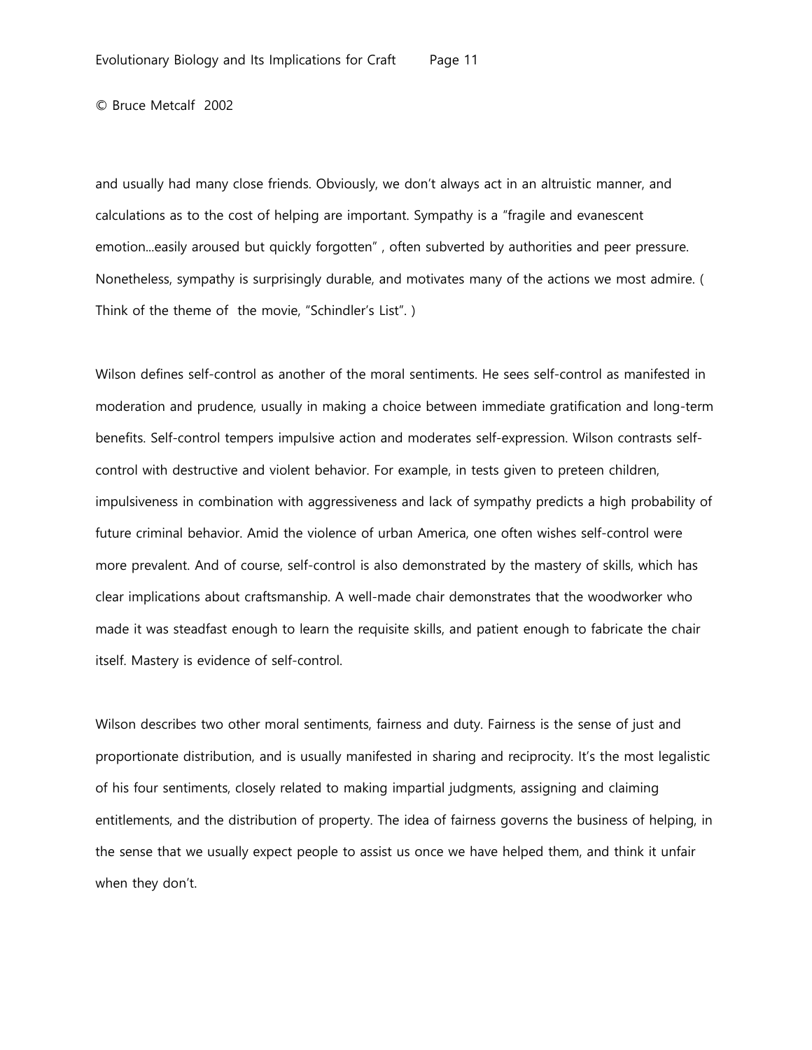and usually had many close friends. Obviously, we don't always act in an altruistic manner, and calculations as to the cost of helping are important. Sympathy is a "fragile and evanescent emotion...easily aroused but quickly forgotten" , often subverted by authorities and peer pressure. Nonetheless, sympathy is surprisingly durable, and motivates many of the actions we most admire. ( Think of the theme of the movie, "Schindler's List". )

Wilson defines self-control as another of the moral sentiments. He sees self-control as manifested in moderation and prudence, usually in making a choice between immediate gratification and long-term benefits. Self-control tempers impulsive action and moderates self-expression. Wilson contrasts self-control with destructive and violent behavior. For example, in tests given to preteen children, impulsiveness in combination with aggressiveness and lack of sympathy predicts a high probability of future criminal behavior. Amid the violence of urban America, one often wishes self-control were more prevalent. And of course, self-control is also demonstrated by the mastery of skills, which has clear implications about craftsmanship. A well-made chair demonstrates that the woodworker who made it was steadfast enough to learn the requisite skills, and patient enough to fabricate the chair itself. Mastery is evidence of self-control.

Wilson describes two other moral sentiments, fairness and duty. Fairness is the sense of just and proportionate distribution, and is usually manifested in sharing and reciprocity. It's the most legalistic of his four sentiments, closely related to making impartial judgments, assigning and claiming entitlements, and the distribution of property. The idea of fairness governs the business of helping, in the sense that we usually expect people to assist us once we have helped them, and think it unfair when they don't.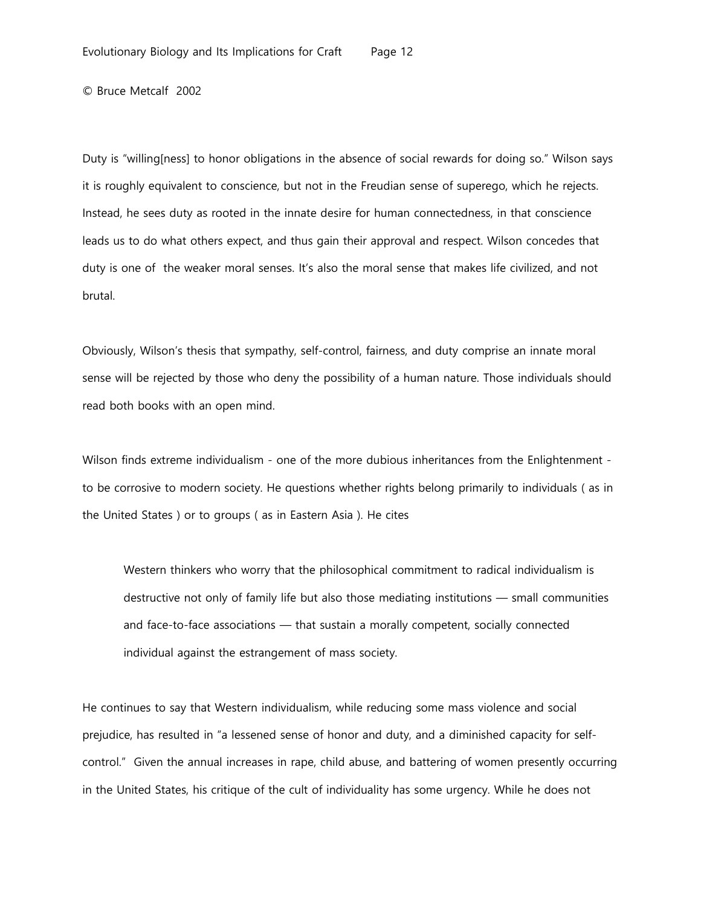Duty is "willing[ness] to honor obligations in the absence of social rewards for doing so." Wilson says it is roughly equivalent to conscience, but not in the Freudian sense of superego, which he rejects. Instead, he sees duty as rooted in the innate desire for human connectedness, in that conscience leads us to do what others expect, and thus gain their approval and respect. Wilson concedes that duty is one of the weaker moral senses. It's also the moral sense that makes life civilized, and not brutal.

Obviously, Wilson's thesis that sympathy, self-control, fairness, and duty comprise an innate moral sense will be rejected by those who deny the possibility of a human nature. Those individuals should read both books with an open mind.

Wilson finds extreme individualism - one of the more dubious inheritances from the Enlightenment - to be corrosive to modern society. He questions whether rights belong primarily to individuals ( as in the United States ) or to groups ( as in Eastern Asia ). He cites

> Western thinkers who worry that the philosophical commitment to radical individualism is destructive not only of family life but also those mediating institutions — small communities and face-to-face associations — that sustain a morally competent, socially connected individual against the estrangement of mass society.

He continues to say that Western individualism, while reducing some mass violence and social prejudice, has resulted in "a lessened sense of honor and duty, and a diminished capacity for self-control." Given the annual increases in rape, child abuse, and battering of women presently occurring in the United States, his critique of the cult of individuality has some urgency. While he does not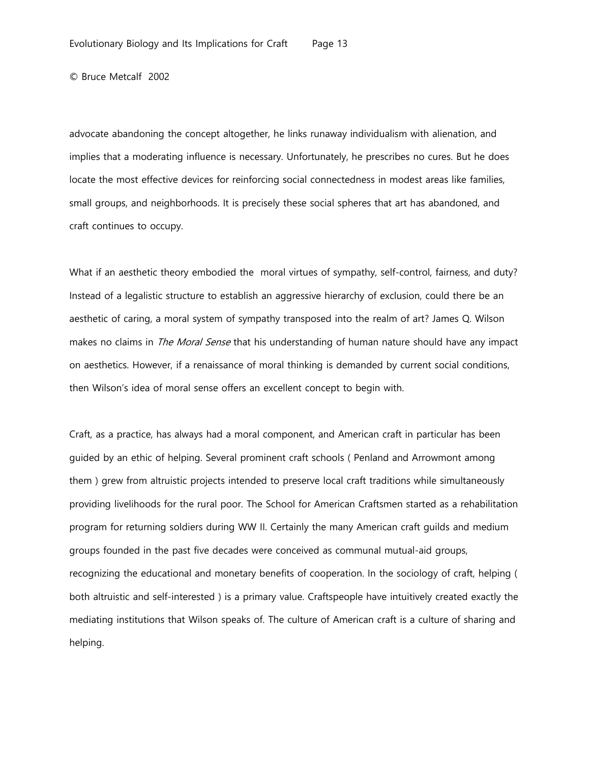advocate abandoning the concept altogether, he links runaway individualism with alienation, and implies that a moderating influence is necessary. Unfortunately, he prescribes no cures. But he does locate the most effective devices for reinforcing social connectedness in modest areas like families, small groups, and neighborhoods. It is precisely these social spheres that art has abandoned, and craft continues to occupy.

What if an aesthetic theory embodied the moral virtues of sympathy, self-control, fairness, and duty? Instead of a legalistic structure to establish an aggressive hierarchy of exclusion, could there be an aesthetic of caring, a moral system of sympathy transposed into the realm of art? James Q. Wilson makes no claims in *The Moral Sense* that his understanding of human nature should have any impact on aesthetics. However, if a renaissance of moral thinking is demanded by current social conditions, then Wilson's idea of moral sense offers an excellent concept to begin with.

Craft, as a practice, has always had a moral component, and American craft in particular has been guided by an ethic of helping. Several prominent craft schools ( Penland and Arrowmont among them ) grew from altruistic projects intended to preserve local craft traditions while simultaneously providing livelihoods for the rural poor. The School for American Craftsmen started as a rehabilitation program for returning soldiers during WW II. Certainly the many American craft guilds and medium groups founded in the past five decades were conceived as communal mutual-aid groups, recognizing the educational and monetary benefits of cooperation. In the sociology of craft, helping ( both altruistic and self-interested ) is a primary value. Craftspeople have intuitively created exactly the mediating institutions that Wilson speaks of. The culture of American craft is a culture of sharing and helping.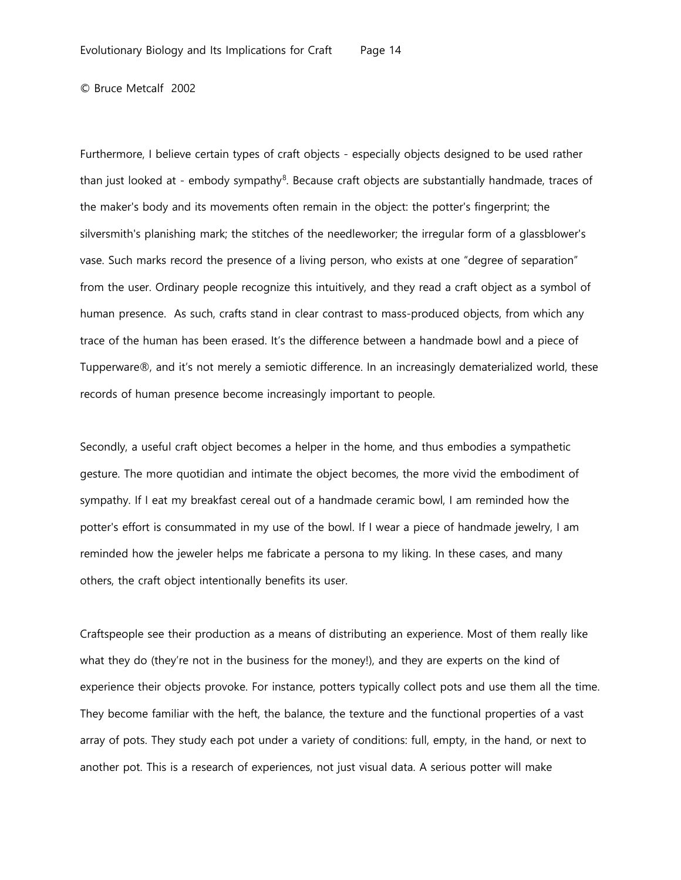Furthermore, I believe certain types of craft objects - especially objects designed to be used rather than just looked at - embody sympathy[8]. Because craft objects are substantially handmade, traces of the maker's body and its movements often remain in the object: the potter's fingerprint; the silversmith's planishing mark; the stitches of the needleworker; the irregular form of a glassblower's vase. Such marks record the presence of a living person, who exists at one "degree of separation" from the user. Ordinary people recognize this intuitively, and they read a craft object as a symbol of human presence. As such, crafts stand in clear contrast to mass-produced objects, from which any trace of the human has been erased. It's the difference between a handmade bowl and a piece of Tupperware®, and it's not merely a semiotic difference. In an increasingly dematerialized world, these records of human presence become increasingly important to people.

Secondly, a useful craft object becomes a helper in the home, and thus embodies a sympathetic gesture. The more quotidian and intimate the object becomes, the more vivid the embodiment of sympathy. If I eat my breakfast cereal out of a handmade ceramic bowl, I am reminded how the potter's effort is consummated in my use of the bowl. If I wear a piece of handmade jewelry, I am reminded how the jeweler helps me fabricate a persona to my liking. In these cases, and many others, the craft object intentionally benefits its user.

Craftspeople see their production as a means of distributing an experience. Most of them really like what they do (they're not in the business for the money!), and they are experts on the kind of experience their objects provoke. For instance, potters typically collect pots and use them all the time. They become familiar with the heft, the balance, the texture and the functional properties of a vast array of pots. They study each pot under a variety of conditions: full, empty, in the hand, or next to another pot. This is a research of experiences, not just visual data. A serious potter will make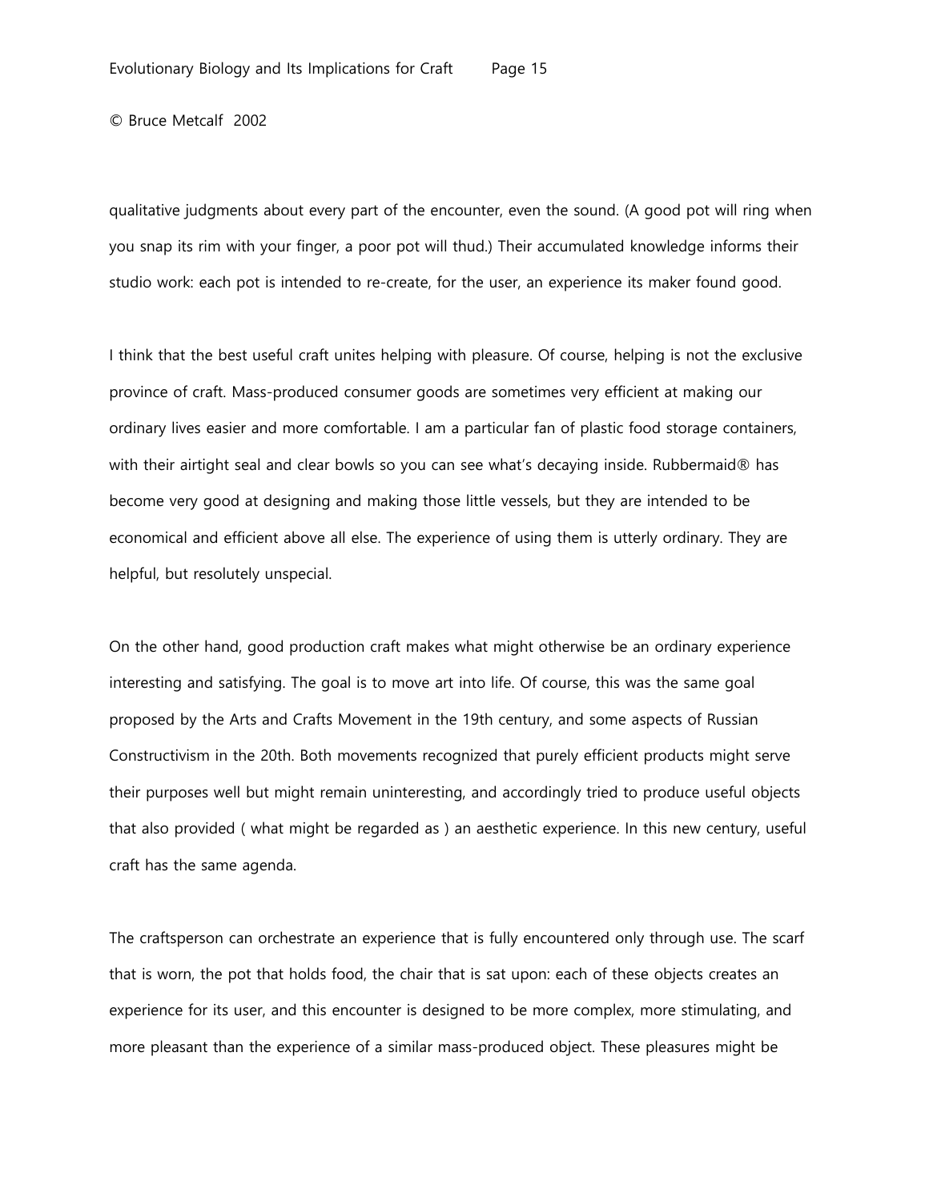qualitative judgments about every part of the encounter, even the sound. (A good pot will ring when you snap its rim with your finger, a poor pot will thud.) Their accumulated knowledge informs their studio work: each pot is intended to re-create, for the user, an experience its maker found good.

I think that the best useful craft unites helping with pleasure. Of course, helping is not the exclusive province of craft. Mass-produced consumer goods are sometimes very efficient at making our ordinary lives easier and more comfortable. I am a particular fan of plastic food storage containers, with their airtight seal and clear bowls so you can see what's decaying inside. Rubbermaid® has become very good at designing and making those little vessels, but they are intended to be economical and efficient above all else. The experience of using them is utterly ordinary. They are helpful, but resolutely unspecial.

On the other hand, good production craft makes what might otherwise be an ordinary experience interesting and satisfying. The goal is to move art into life. Of course, this was the same goal proposed by the Arts and Crafts Movement in the 19th century, and some aspects of Russian Constructivism in the 20th. Both movements recognized that purely efficient products might serve their purposes well but might remain uninteresting, and accordingly tried to produce useful objects that also provided ( what might be regarded as ) an aesthetic experience. In this new century, useful craft has the same agenda.

The craftsperson can orchestrate an experience that is fully encountered only through use. The scarf that is worn, the pot that holds food, the chair that is sat upon: each of these objects creates an experience for its user, and this encounter is designed to be more complex, more stimulating, and more pleasant than the experience of a similar mass-produced object. These pleasures might be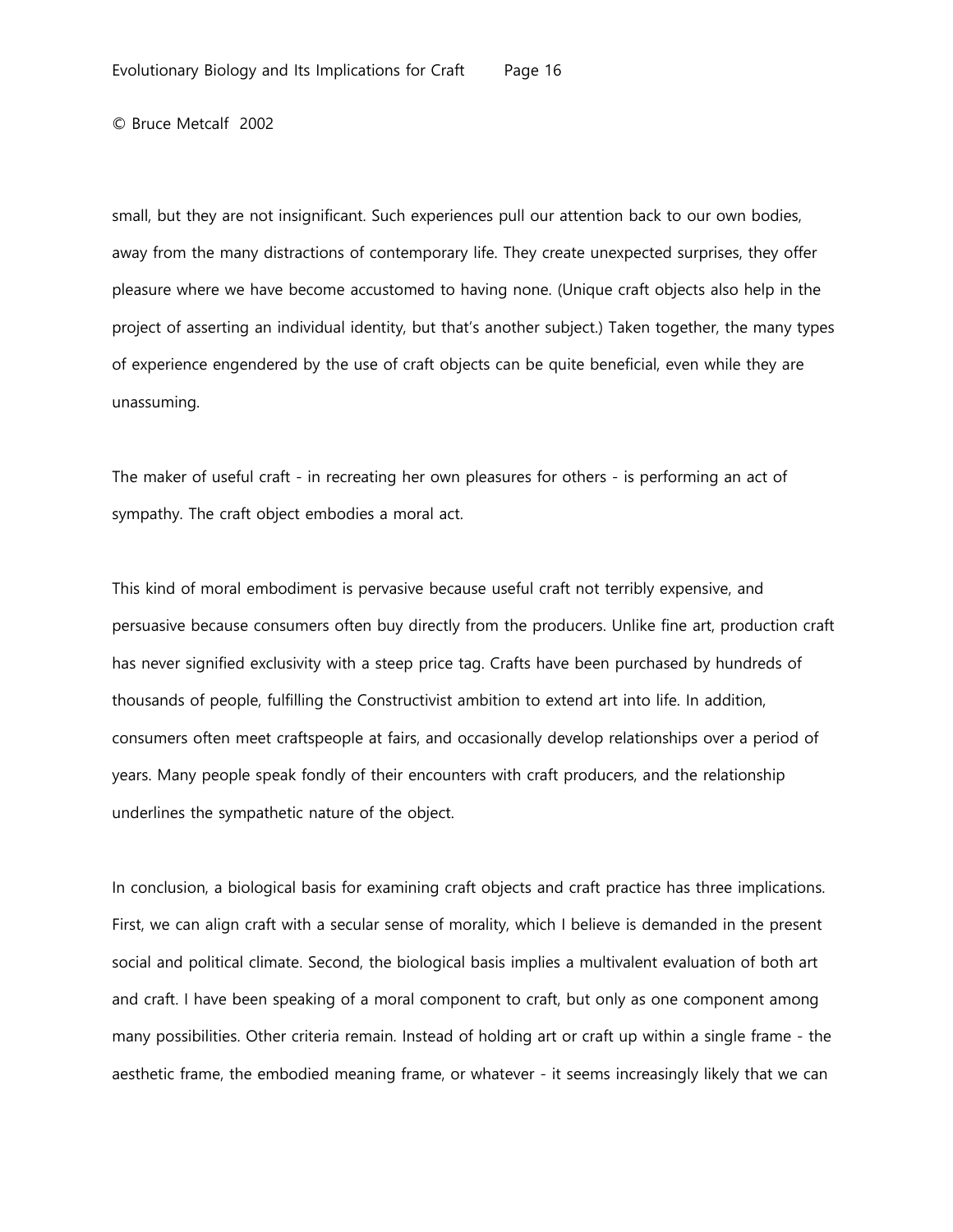small, but they are not insignificant. Such experiences pull our attention back to our own bodies, away from the many distractions of contemporary life. They create unexpected surprises, they offer pleasure where we have become accustomed to having none. (Unique craft objects also help in the project of asserting an individual identity, but that's another subject.) Taken together, the many types of experience engendered by the use of craft objects can be quite beneficial, even while they are unassuming.

The maker of useful craft - in recreating her own pleasures for others - is performing an act of sympathy. The craft object embodies a moral act.

This kind of moral embodiment is pervasive because useful craft not terribly expensive, and persuasive because consumers often buy directly from the producers. Unlike fine art, production craft has never signified exclusivity with a steep price tag. Crafts have been purchased by hundreds of thousands of people, fulfilling the Constructivist ambition to extend art into life. In addition, consumers often meet craftspeople at fairs, and occasionally develop relationships over a period of years. Many people speak fondly of their encounters with craft producers, and the relationship underlines the sympathetic nature of the object.

In conclusion, a biological basis for examining craft objects and craft practice has three implications. First, we can align craft with a secular sense of morality, which I believe is demanded in the present social and political climate. Second, the biological basis implies a multivalent evaluation of both art and craft. I have been speaking of a moral component to craft, but only as one component among many possibilities. Other criteria remain. Instead of holding art or craft up within a single frame - the aesthetic frame, the embodied meaning frame, or whatever - it seems increasingly likely that we can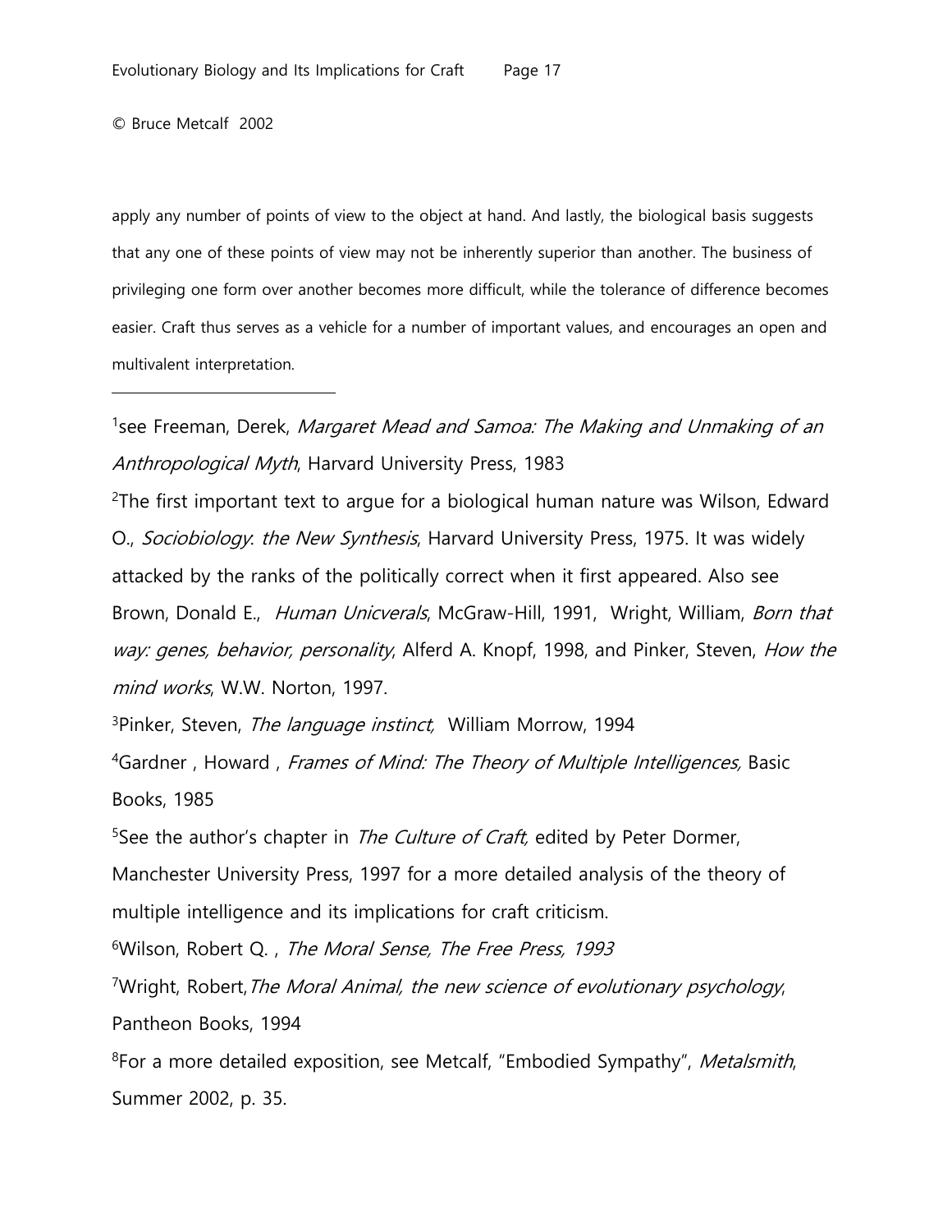apply any number of points of view to the object at hand. And lastly, the biological basis suggests that any one of these points of view may not be inherently superior than another. The business of privileging one form over another becomes more difficult, while the tolerance of difference becomes easier. Craft thus serves as a vehicle for a number of important values, and encourages an open and multivalent interpretation.

---

[1]see Freeman, Derek, *Margaret Mead and Samoa: The Making and Unmaking of an Anthropological Myth*, Harvard University Press, 1983

[2]The first important text to argue for a biological human nature was Wilson, Edward O., *Sociobiology: the New Synthesis*, Harvard University Press, 1975. It was widely attacked by the ranks of the politically correct when it first appeared. Also see Brown, Donald E., *Human Unicverals*, McGraw-Hill, 1991, Wright, William, *Born that way: genes, behavior, personality*, Alferd A. Knopf, 1998, and Pinker, Steven, *How the mind works*, W.W. Norton, 1997.

[3]Pinker, Steven, *The language instinct,* William Morrow, 1994

[4]Gardner , Howard , *Frames of Mind: The Theory of Multiple Intelligences,* Basic Books, 1985

[5]See the author's chapter in *The Culture of Craft,* edited by Peter Dormer, Manchester University Press, 1997 for a more detailed analysis of the theory of multiple intelligence and its implications for craft criticism.

[6]Wilson, Robert Q. , *The Moral Sense, The Free Press, 1993*

[7]Wright, Robert, *The Moral Animal, the new science of evolutionary psychology*, Pantheon Books, 1994

[8]For a more detailed exposition, see Metcalf, "Embodied Sympathy", *Metalsmith*, Summer 2002, p. 35.